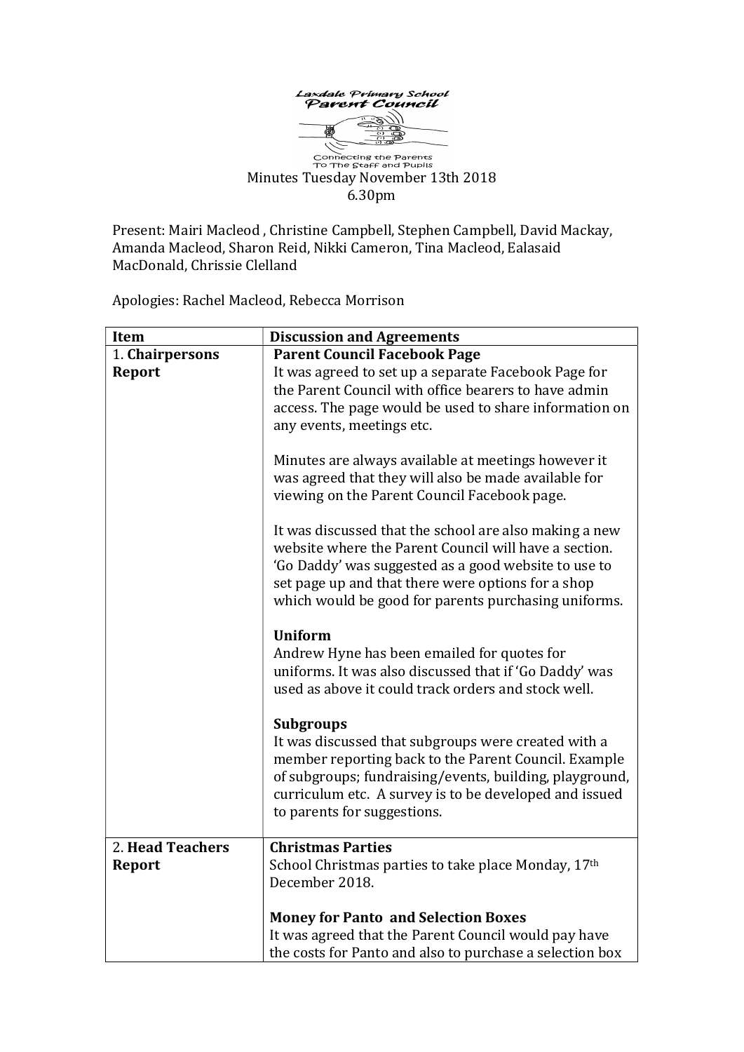Laxdale Primary School
Parent Council

Connecting the Parents
To The Staff and Pupils

Minutes Tuesday November 13th 2018
6.30pm

Present: Mairi Macleod , Christine Campbell, Stephen Campbell, David Mackay, Amanda Macleod, Sharon Reid, Nikki Cameron, Tina Macleod, Ealasaid MacDonald, Chrissie Clelland

Apologies: Rachel Macleod, Rebecca Morrison

| Item | Discussion and Agreements |
|---|---|
| 1. **Chairpersons Report** | **Parent Council Facebook Page**<br>It was agreed to set up a separate Facebook Page for the Parent Council with office bearers to have admin access. The page would be used to share information on any events, meetings etc.<br><br>Minutes are always available at meetings however it was agreed that they will also be made available for viewing on the Parent Council Facebook page.<br><br>It was discussed that the school are also making a new website where the Parent Council will have a section. 'Go Daddy' was suggested as a good website to use to set page up and that there were options for a shop which would be good for parents purchasing uniforms.<br><br>**Uniform**<br>Andrew Hyne has been emailed for quotes for uniforms. It was also discussed that if 'Go Daddy' was used as above it could track orders and stock well.<br><br>**Subgroups**<br>It was discussed that subgroups were created with a member reporting back to the Parent Council. Example of subgroups; fundraising/events, building, playground, curriculum etc. A survey is to be developed and issued to parents for suggestions. |
| 2. **Head Teachers Report** | **Christmas Parties**<br>School Christmas parties to take place Monday, 17th December 2018.<br><br>**Money for Panto and Selection Boxes**<br>It was agreed that the Parent Council would pay have the costs for Panto and also to purchase a selection box |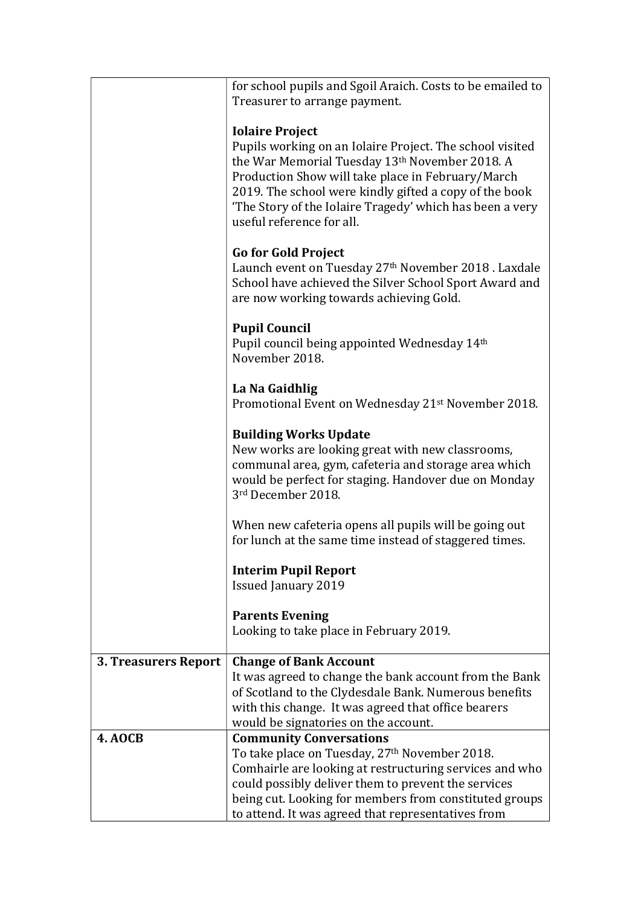| | |
|---|---|
| | for school pupils and Sgoil Araich. Costs to be emailed to Treasurer to arrange payment.<br><br>**Iolaire Project**<br>Pupils working on an Iolaire Project. The school visited the War Memorial Tuesday 13th November 2018. A Production Show will take place in February/March 2019. The school were kindly gifted a copy of the book 'The Story of the Iolaire Tragedy' which has been a very useful reference for all.<br><br>**Go for Gold Project**<br>Launch event on Tuesday 27th November 2018 . Laxdale School have achieved the Silver School Sport Award and are now working towards achieving Gold.<br><br>**Pupil Council**<br>Pupil council being appointed Wednesday 14th November 2018.<br><br>**La Na Gaidhlig**<br>Promotional Event on Wednesday 21st November 2018.<br><br>**Building Works Update**<br>New works are looking great with new classrooms, communal area, gym, cafeteria and storage area which would be perfect for staging. Handover due on Monday 3rd December 2018.<br><br>When new cafeteria opens all pupils will be going out for lunch at the same time instead of staggered times.<br><br>**Interim Pupil Report**<br>Issued January 2019<br><br>**Parents Evening**<br>Looking to take place in February 2019. |
| **3. Treasurers Report** | **Change of Bank Account**<br>It was agreed to change the bank account from the Bank of Scotland to the Clydesdale Bank. Numerous benefits with this change. It was agreed that office bearers would be signatories on the account. |
| **4. AOCB** | **Community Conversations**<br>To take place on Tuesday, 27th November 2018. Comhairle are looking at restructuring services and who could possibly deliver them to prevent the services being cut. Looking for members from constituted groups to attend. It was agreed that representatives from |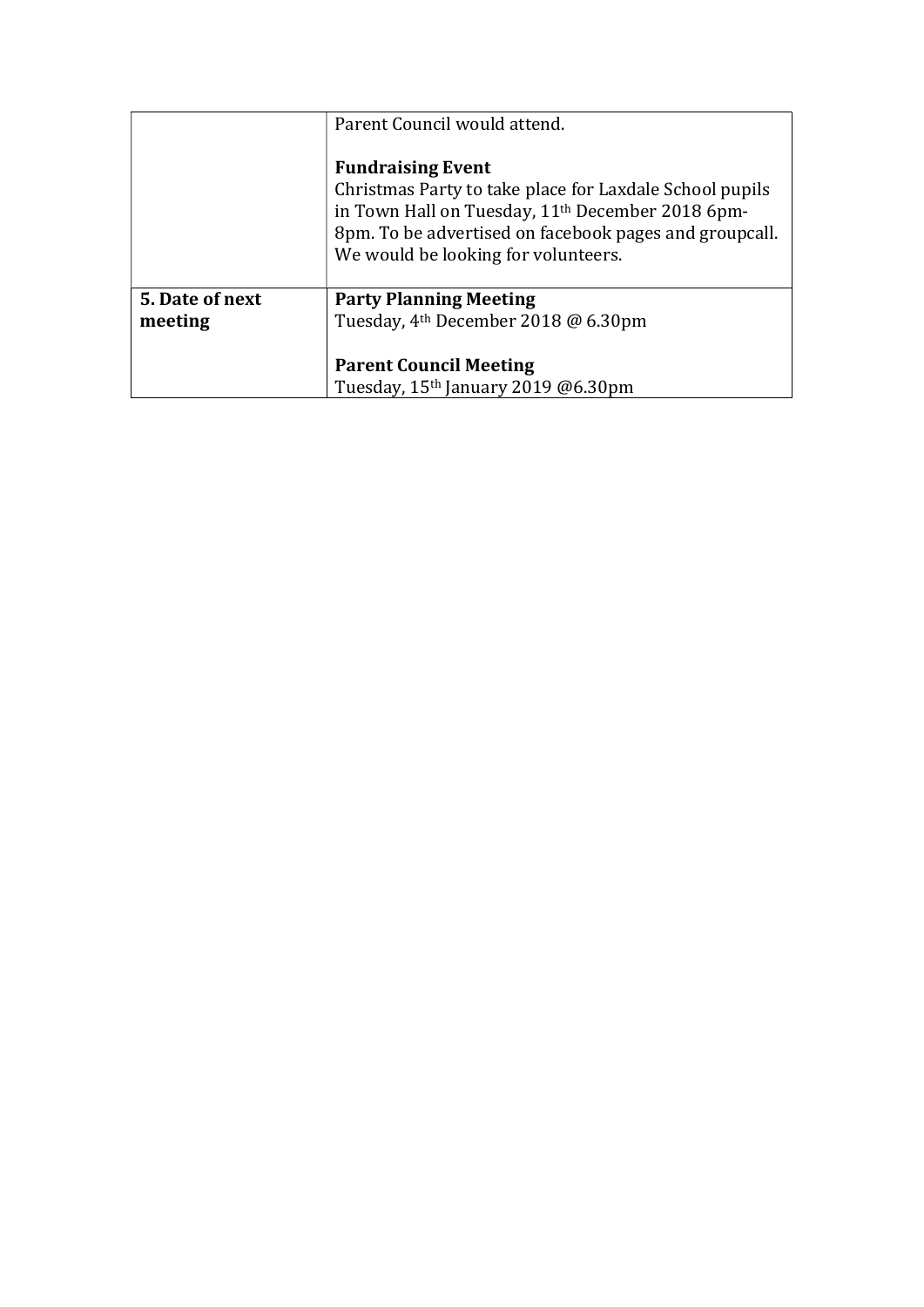| | |
|---|---|
| | Parent Council would attend.<br><br>**Fundraising Event**<br>Christmas Party to take place for Laxdale School pupils in Town Hall on Tuesday, 11th December 2018 6pm-8pm. To be advertised on facebook pages and groupcall. We would be looking for volunteers. |
| **5. Date of next meeting** | **Party Planning Meeting**<br>Tuesday, 4th December 2018 @ 6.30pm<br><br>**Parent Council Meeting**<br>Tuesday, 15th January 2019 @6.30pm |